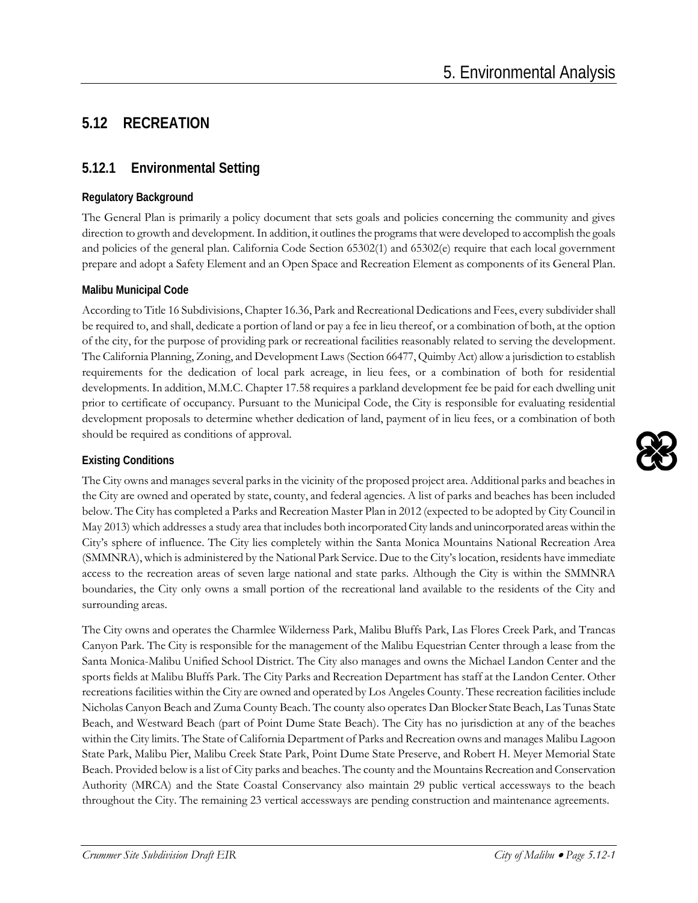## 5.12 RECREATION

### 5.12.1 Environmental Setting

#### Regulatory Background

The General Plan is primarily a policy document that sets goals and policies concerning the community and gives direction to growth and development. In addition, it outlines the programs that were developed to accomplish the goals and policies of the general plan. California Code Section 65302(1) and 65302(e) require that each local government prepare and adopt a Safety Element and an Open Space and Recreation Element as components of its General Plan.

#### Malibu Municipal Code

According to Title 16 Subdivisions, Chapter 16.36, Park and Recreational Dedications and Fees, every subdivider shall be required to, and shall, dedicate a portion of land or pay a fee in lieu thereof, or a combination of both, at the option of the city, for the purpose of providing park or recreational facilities reasonably related to serving the development. The California Planning, Zoning, and Development Laws (Section 66477, Quimby Act) allow a jurisdiction to establish requirements for the dedication of local park acreage, in lieu fees, or a combination of both for residential developments. In addition, M.M.C. Chapter 17.58 requires a parkland development fee be paid for each dwelling unit prior to certificate of occupancy. Pursuant to the Municipal Code, the City is responsible for evaluating residential development proposals to determine whether dedication of land, payment of in lieu fees, or a combination of both should be required as conditions of approval.

#### Existing Conditions

The City owns and manages several parks in the vicinity of the proposed project area. Additional parks and beaches in the City are owned and operated by state, county, and federal agencies. A list of parks and beaches has been included below. The City has completed a Parks and Recreation Master Plan in 2012 (expected to be adopted by City Council in May 2013) which addresses a study area that includes both incorporated City lands and unincorporated areas within the City's sphere of influence. The City lies completely within the Santa Monica Mountains National Recreation Area (SMMNRA), which is administered by the National Park Service. Due to the City's location, residents have immediate access to the recreation areas of seven large national and state parks. Although the City is within the SMMNRA boundaries, the City only owns a small portion of the recreational land available to the residents of the City and surrounding areas.

The City owns and operates the Charmlee Wilderness Park, Malibu Bluffs Park, Las Flores Creek Park, and Trancas Canyon Park. The City is responsible for the management of the Malibu Equestrian Center through a lease from the Santa Monica-Malibu Unified School District. The City also manages and owns the Michael Landon Center and the sports fields at Malibu Bluffs Park. The City Parks and Recreation Department has staff at the Landon Center. Other recreations facilities within the City are owned and operated by Los Angeles County. These recreation facilities include Nicholas Canyon Beach and Zuma County Beach. The county also operates Dan Blocker State Beach, Las Tunas State Beach, and Westward Beach (part of Point Dume State Beach). The City has no jurisdiction at any of the beaches within the City limits. The State of California Department of Parks and Recreation owns and manages Malibu Lagoon State Park, Malibu Pier, Malibu Creek State Park, Point Dume State Preserve, and Robert H. Meyer Memorial State Beach. Provided below is a list of City parks and beaches. The county and the Mountains Recreation and Conservation Authority (MRCA) and the State Coastal Conservancy also maintain 29 public vertical accessways to the beach throughout the City. The remaining 23 vertical accessways are pending construction and maintenance agreements.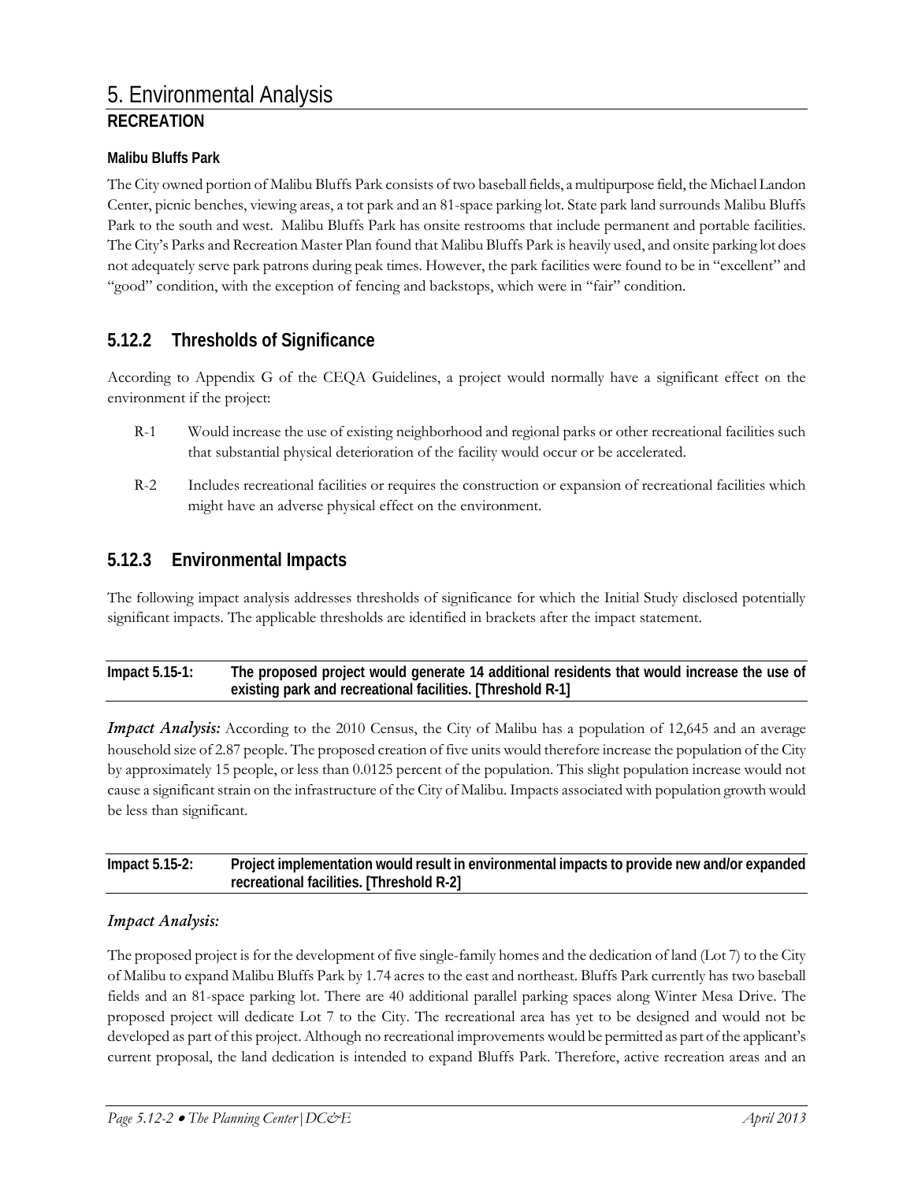# 5. Environmental Analysis

## RECREATION

### Malibu Bluffs Park

The City owned portion of Malibu Bluffs Park consists of two baseball fields, a multipurpose field, the Michael Landon Center, picnic benches, viewing areas, a tot park and an 81-space parking lot. State park land surrounds Malibu Bluffs Park to the south and west. Malibu Bluffs Park has onsite restrooms that include permanent and portable facilities. The City's Parks and Recreation Master Plan found that Malibu Bluffs Park is heavily used, and onsite parking lot does not adequately serve park patrons during peak times. However, the park facilities were found to be in "excellent" and "good" condition, with the exception of fencing and backstops, which were in "fair" condition.

## 5.12.2 Thresholds of Significance

According to Appendix G of the CEQA Guidelines, a project would normally have a significant effect on the environment if the project:

- R-1 Would increase the use of existing neighborhood and regional parks or other recreational facilities such that substantial physical deterioration of the facility would occur or be accelerated.
- R-2 Includes recreational facilities or requires the construction or expansion of recreational facilities which might have an adverse physical effect on the environment.

## 5.12.3 Environmental Impacts

The following impact analysis addresses thresholds of significance for which the Initial Study disclosed potentially significant impacts. The applicable thresholds are identified in brackets after the impact statement.

**Impact 5.15-1: The proposed project would generate 14 additional residents that would increase the use of existing park and recreational facilities. [Threshold R-1]**

***Impact Analysis:*** According to the 2010 Census, the City of Malibu has a population of 12,645 and an average household size of 2.87 people. The proposed creation of five units would therefore increase the population of the City by approximately 15 people, or less than 0.0125 percent of the population. This slight population increase would not cause a significant strain on the infrastructure of the City of Malibu. Impacts associated with population growth would be less than significant.

**Impact 5.15-2: Project implementation would result in environmental impacts to provide new and/or expanded recreational facilities. [Threshold R-2]**

*Impact Analysis:*

The proposed project is for the development of five single-family homes and the dedication of land (Lot 7) to the City of Malibu to expand Malibu Bluffs Park by 1.74 acres to the east and northeast. Bluffs Park currently has two baseball fields and an 81-space parking lot. There are 40 additional parallel parking spaces along Winter Mesa Drive. The proposed project will dedicate Lot 7 to the City. The recreational area has yet to be designed and would not be developed as part of this project. Although no recreational improvements would be permitted as part of the applicant's current proposal, the land dedication is intended to expand Bluffs Park. Therefore, active recreation areas and an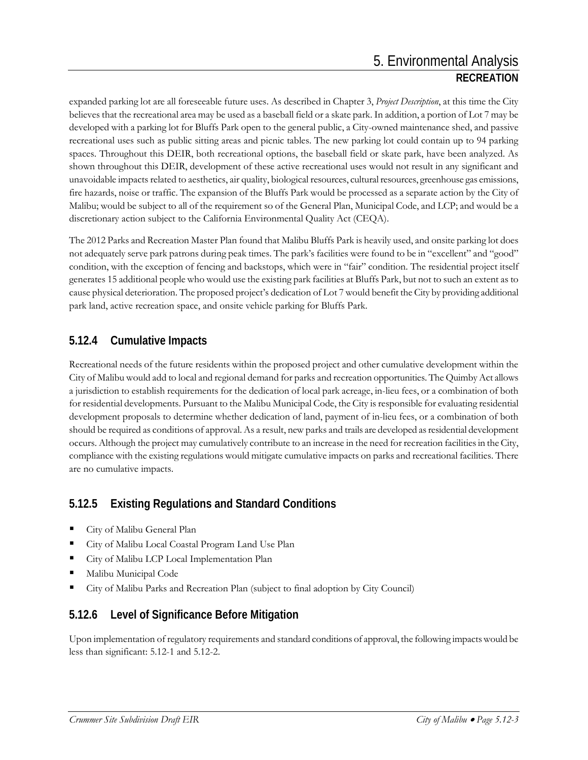expanded parking lot are all foreseeable future uses. As described in Chapter 3, *Project Description*, at this time the City believes that the recreational area may be used as a baseball field or a skate park. In addition, a portion of Lot 7 may be developed with a parking lot for Bluffs Park open to the general public, a City-owned maintenance shed, and passive recreational uses such as public sitting areas and picnic tables. The new parking lot could contain up to 94 parking spaces. Throughout this DEIR, both recreational options, the baseball field or skate park, have been analyzed. As shown throughout this DEIR, development of these active recreational uses would not result in any significant and unavoidable impacts related to aesthetics, air quality, biological resources, cultural resources, greenhouse gas emissions, fire hazards, noise or traffic. The expansion of the Bluffs Park would be processed as a separate action by the City of Malibu; would be subject to all of the requirement so of the General Plan, Municipal Code, and LCP; and would be a discretionary action subject to the California Environmental Quality Act (CEQA).

The 2012 Parks and Recreation Master Plan found that Malibu Bluffs Park is heavily used, and onsite parking lot does not adequately serve park patrons during peak times. The park's facilities were found to be in "excellent" and "good" condition, with the exception of fencing and backstops, which were in "fair" condition. The residential project itself generates 15 additional people who would use the existing park facilities at Bluffs Park, but not to such an extent as to cause physical deterioration. The proposed project's dedication of Lot 7 would benefit the City by providing additional park land, active recreation space, and onsite vehicle parking for Bluffs Park.

## 5.12.4 Cumulative Impacts

Recreational needs of the future residents within the proposed project and other cumulative development within the City of Malibu would add to local and regional demand for parks and recreation opportunities. The Quimby Act allows a jurisdiction to establish requirements for the dedication of local park acreage, in-lieu fees, or a combination of both for residential developments. Pursuant to the Malibu Municipal Code, the City is responsible for evaluating residential development proposals to determine whether dedication of land, payment of in-lieu fees, or a combination of both should be required as conditions of approval. As a result, new parks and trails are developed as residential development occurs. Although the project may cumulatively contribute to an increase in the need for recreation facilities in the City, compliance with the existing regulations would mitigate cumulative impacts on parks and recreational facilities. There are no cumulative impacts.

## 5.12.5 Existing Regulations and Standard Conditions

- City of Malibu General Plan
- City of Malibu Local Coastal Program Land Use Plan
- City of Malibu LCP Local Implementation Plan
- Malibu Municipal Code
- City of Malibu Parks and Recreation Plan (subject to final adoption by City Council)

## 5.12.6 Level of Significance Before Mitigation

Upon implementation of regulatory requirements and standard conditions of approval, the following impacts would be less than significant: 5.12-1 and 5.12-2.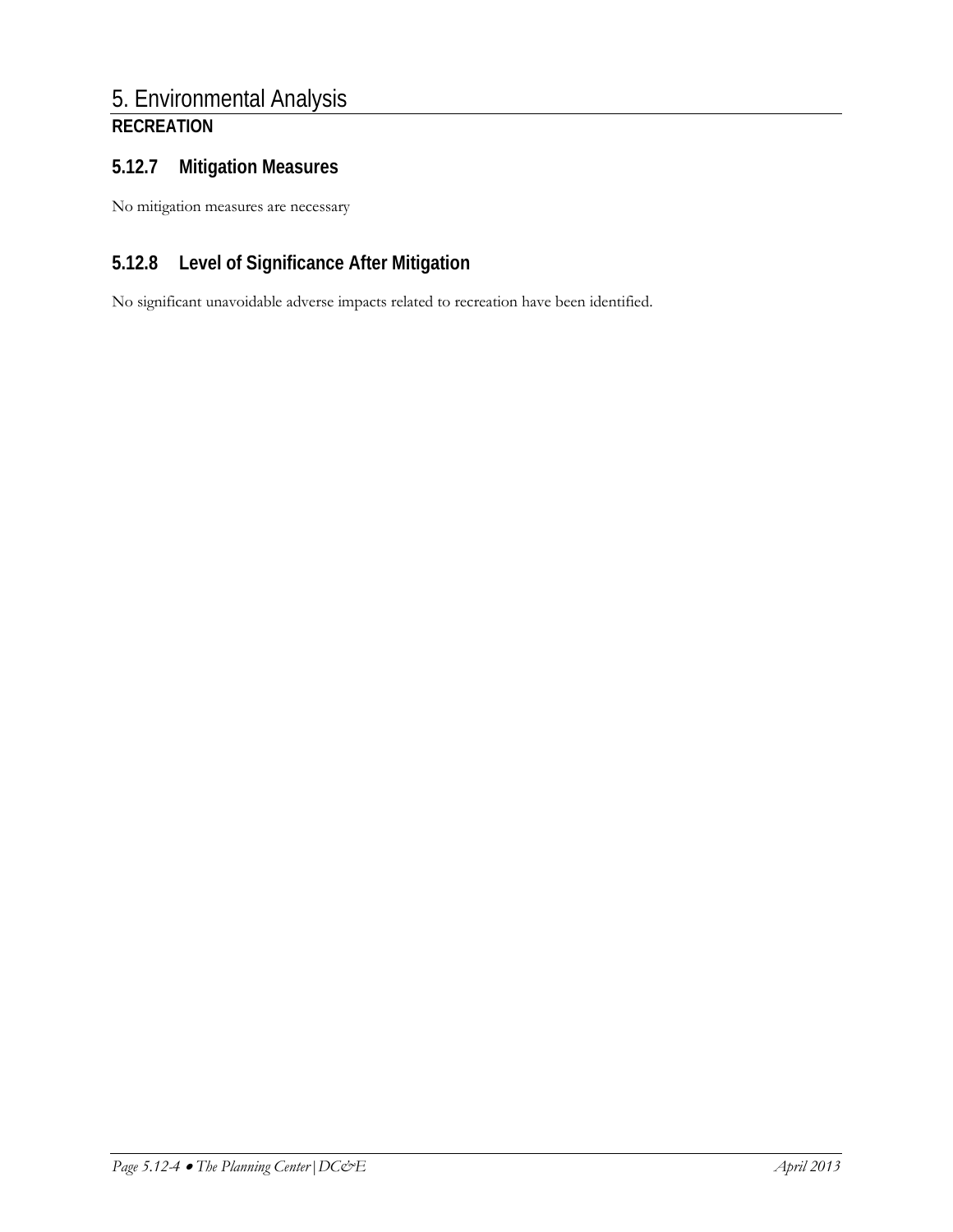### 5.12.7 Mitigation Measures

No mitigation measures are necessary

### 5.12.8 Level of Significance After Mitigation

No significant unavoidable adverse impacts related to recreation have been identified.